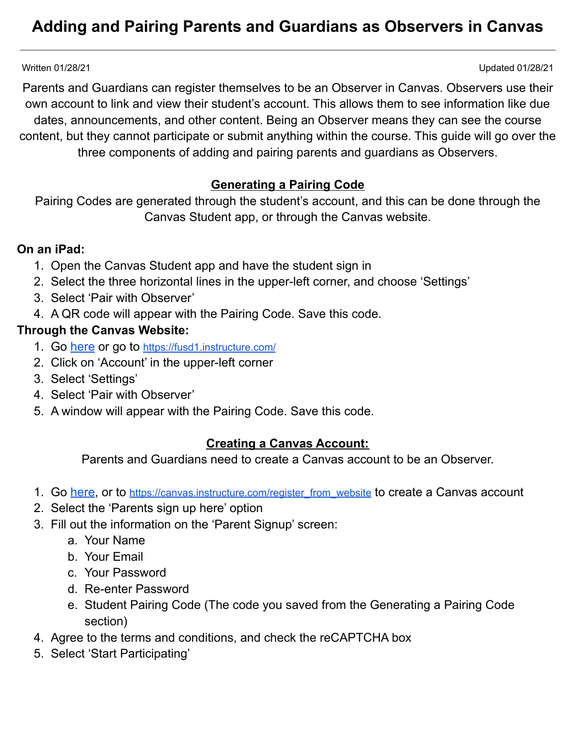# Adding and Pairing Parents and Guardians as Observers in Canvas

Written 01/28/21 Updated 01/28/21

Parents and Guardians can register themselves to be an Observer in Canvas. Observers use their own account to link and view their student's account. This allows them to see information like due dates, announcements, and other content. Being an Observer means they can see the course content, but they cannot participate or submit anything within the course. This guide will go over the three components of adding and pairing parents and guardians as Observers.

## Generating a Pairing Code

Pairing Codes are generated through the student's account, and this can be done through the Canvas Student app, or through the Canvas website.

**On an iPad:**

1. Open the Canvas Student app and have the student sign in
2. Select the three horizontal lines in the upper-left corner, and choose 'Settings'
3. Select 'Pair with Observer'
4. A QR code will appear with the Pairing Code. Save this code.

**Through the Canvas Website:**

1. Go here or go to https://fusd1.instructure.com/
2. Click on 'Account' in the upper-left corner
3. Select 'Settings'
4. Select 'Pair with Observer'
5. A window will appear with the Pairing Code. Save this code.

## Creating a Canvas Account:

Parents and Guardians need to create a Canvas account to be an Observer.

1. Go here, or to https://canvas.instructure.com/register_from_website to create a Canvas account
2. Select the 'Parents sign up here' option
3. Fill out the information on the 'Parent Signup' screen:
    a. Your Name
    b. Your Email
    c. Your Password
    d. Re-enter Password
    e. Student Pairing Code (The code you saved from the Generating a Pairing Code section)
4. Agree to the terms and conditions, and check the reCAPTCHA box
5. Select 'Start Participating'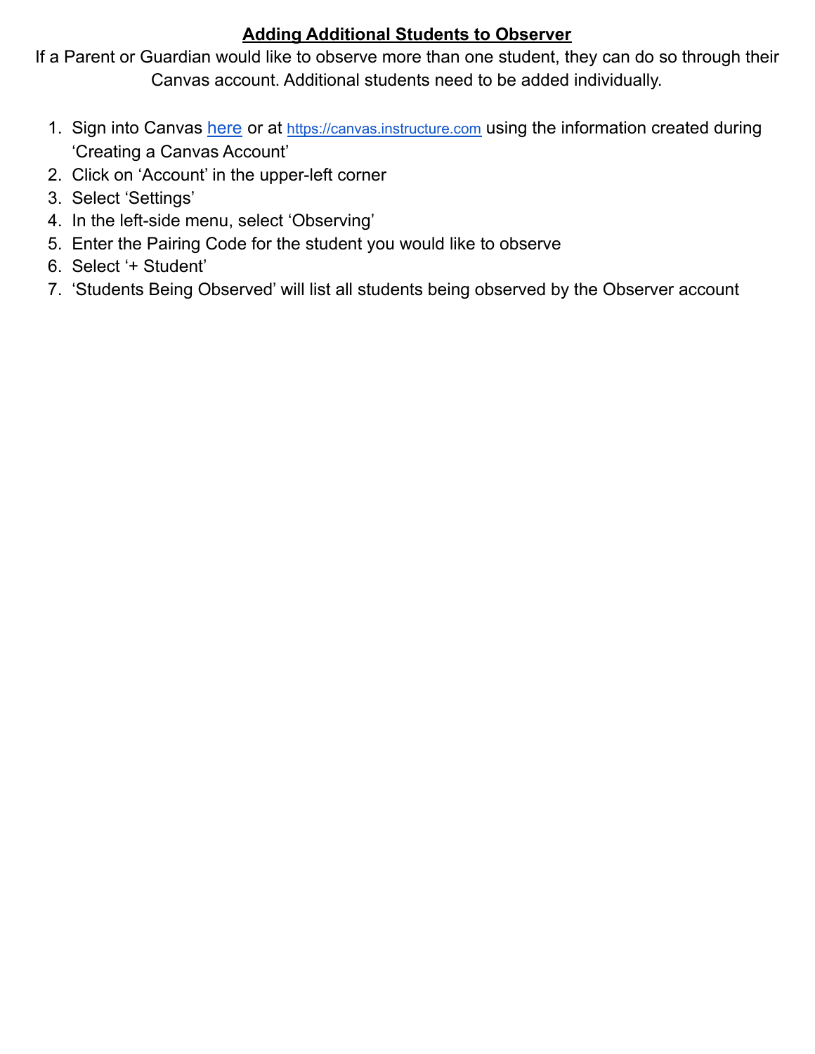## Adding Additional Students to Observer

If a Parent or Guardian would like to observe more than one student, they can do so through their Canvas account. Additional students need to be added individually.

1. Sign into Canvas here or at https://canvas.instructure.com using the information created during 'Creating a Canvas Account'
2. Click on 'Account' in the upper-left corner
3. Select 'Settings'
4. In the left-side menu, select 'Observing'
5. Enter the Pairing Code for the student you would like to observe
6. Select '+ Student'
7. 'Students Being Observed' will list all students being observed by the Observer account